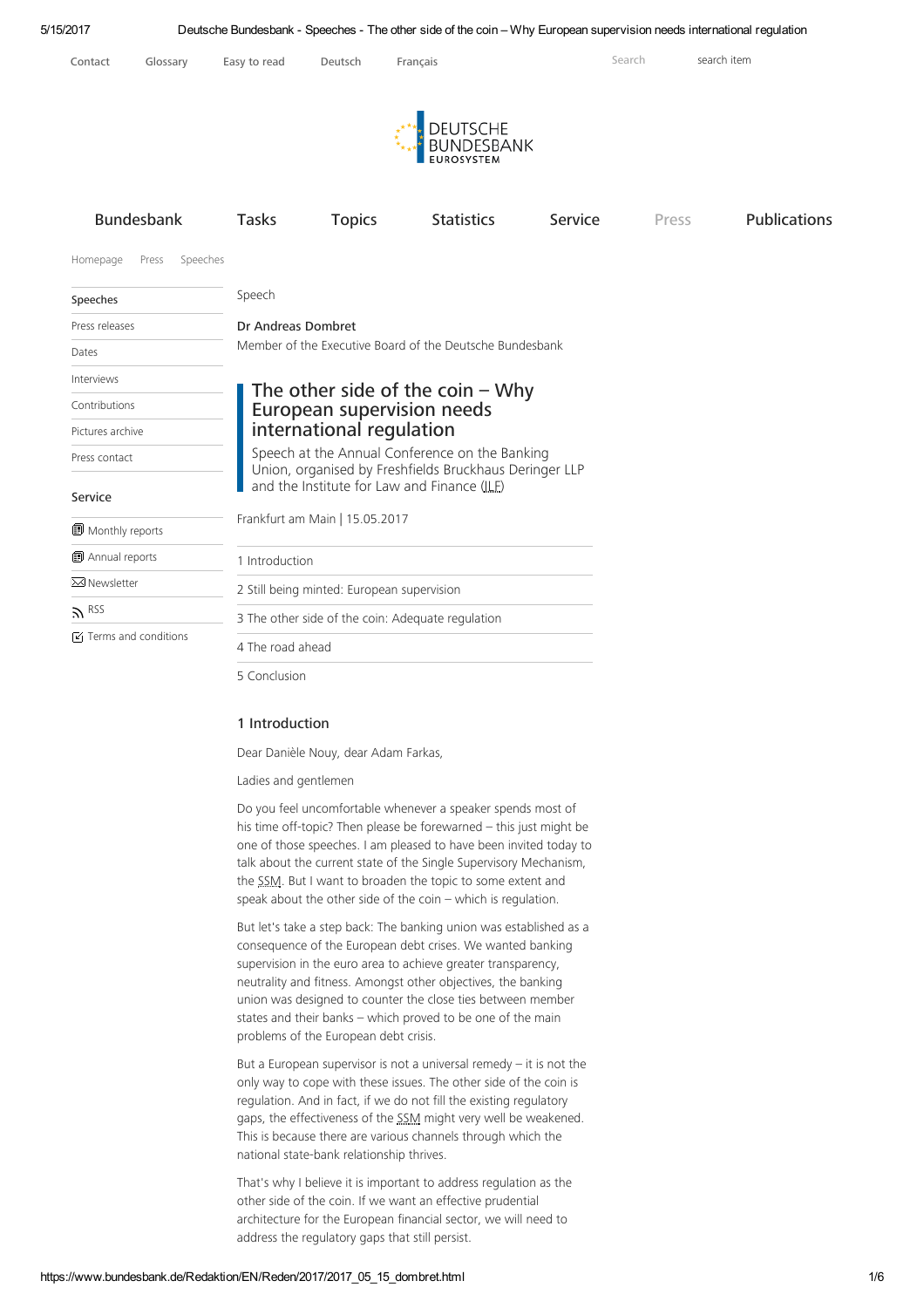Speech

**Dr Andreas Dombret**
Member of the Executive Board of the Deutsche Bundesbank

# The other side of the coin – Why European supervision needs international regulation

Speech at the Annual Conference on the Banking Union, organised by Freshfields Bruckhaus Deringer LLP and the Institute for Law and Finance (ILF)

Frankfurt am Main | 15.05.2017

1 Introduction

2 Still being minted: European supervision

3 The other side of the coin: Adequate regulation

4 The road ahead

5 Conclusion

## 1 Introduction

Dear Danièle Nouy, dear Adam Farkas,

Ladies and gentlemen

Do you feel uncomfortable whenever a speaker spends most of his time off-topic? Then please be forewarned – this just might be one of those speeches. I am pleased to have been invited today to talk about the current state of the Single Supervisory Mechanism, the SSM. But I want to broaden the topic to some extent and speak about the other side of the coin – which is regulation.

But let's take a step back: The banking union was established as a consequence of the European debt crises. We wanted banking supervision in the euro area to achieve greater transparency, neutrality and fitness. Amongst other objectives, the banking union was designed to counter the close ties between member states and their banks – which proved to be one of the main problems of the European debt crisis.

But a European supervisor is not a universal remedy – it is not the only way to cope with these issues. The other side of the coin is regulation. And in fact, if we do not fill the existing regulatory gaps, the effectiveness of the SSM might very well be weakened. This is because there are various channels through which the national state-bank relationship thrives.

That's why I believe it is important to address regulation as the other side of the coin. If we want an effective prudential architecture for the European financial sector, we will need to address the regulatory gaps that still persist.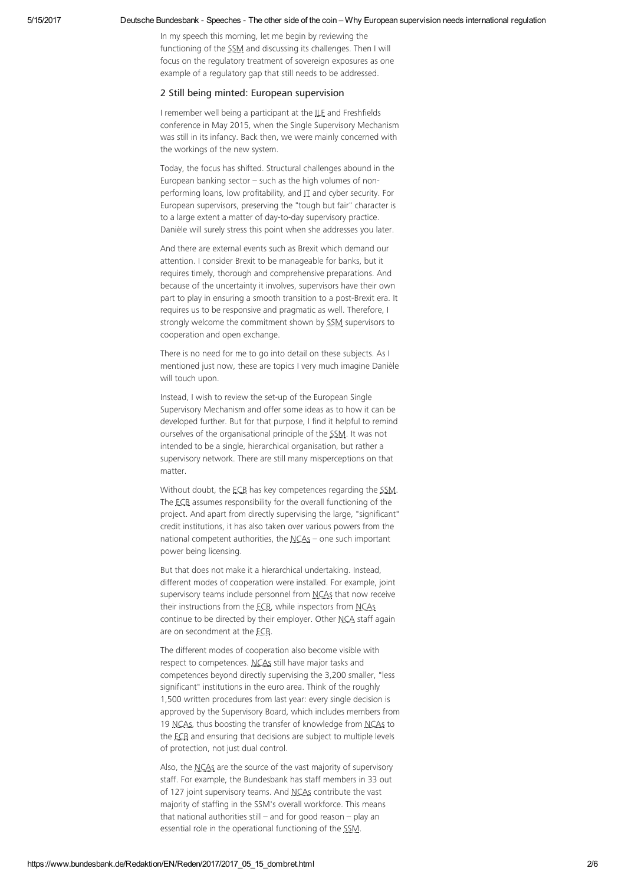In my speech this morning, let me begin by reviewing the functioning of the SSM and discussing its challenges. Then I will focus on the regulatory treatment of sovereign exposures as one example of a regulatory gap that still needs to be addressed.

## 2 Still being minted: European supervision

I remember well being a participant at the ILF and Freshfields conference in May 2015, when the Single Supervisory Mechanism was still in its infancy. Back then, we were mainly concerned with the workings of the new system.

Today, the focus has shifted. Structural challenges abound in the European banking sector – such as the high volumes of non-performing loans, low profitability, and IT and cyber security. For European supervisors, preserving the "tough but fair" character is to a large extent a matter of day-to-day supervisory practice. Danièle will surely stress this point when she addresses you later.

And there are external events such as Brexit which demand our attention. I consider Brexit to be manageable for banks, but it requires timely, thorough and comprehensive preparations. And because of the uncertainty it involves, supervisors have their own part to play in ensuring a smooth transition to a post-Brexit era. It requires us to be responsive and pragmatic as well. Therefore, I strongly welcome the commitment shown by SSM supervisors to cooperation and open exchange.

There is no need for me to go into detail on these subjects. As I mentioned just now, these are topics I very much imagine Danièle will touch upon.

Instead, I wish to review the set-up of the European Single Supervisory Mechanism and offer some ideas as to how it can be developed further. But for that purpose, I find it helpful to remind ourselves of the organisational principle of the SSM. It was not intended to be a single, hierarchical organisation, but rather a supervisory network. There are still many misperceptions on that matter.

Without doubt, the ECB has key competences regarding the SSM. The ECB assumes responsibility for the overall functioning of the project. And apart from directly supervising the large, "significant" credit institutions, it has also taken over various powers from the national competent authorities, the NCAs – one such important power being licensing.

But that does not make it a hierarchical undertaking. Instead, different modes of cooperation were installed. For example, joint supervisory teams include personnel from NCAs that now receive their instructions from the ECB, while inspectors from NCAs continue to be directed by their employer. Other NCA staff again are on secondment at the ECB.

The different modes of cooperation also become visible with respect to competences. NCAs still have major tasks and competences beyond directly supervising the 3,200 smaller, "less significant" institutions in the euro area. Think of the roughly 1,500 written procedures from last year: every single decision is approved by the Supervisory Board, which includes members from 19 NCAs, thus boosting the transfer of knowledge from NCAs to the ECB and ensuring that decisions are subject to multiple levels of protection, not just dual control.

Also, the NCAs are the source of the vast majority of supervisory staff. For example, the Bundesbank has staff members in 33 out of 127 joint supervisory teams. And NCAs contribute the vast majority of staffing in the SSM's overall workforce. This means that national authorities still – and for good reason – play an essential role in the operational functioning of the SSM.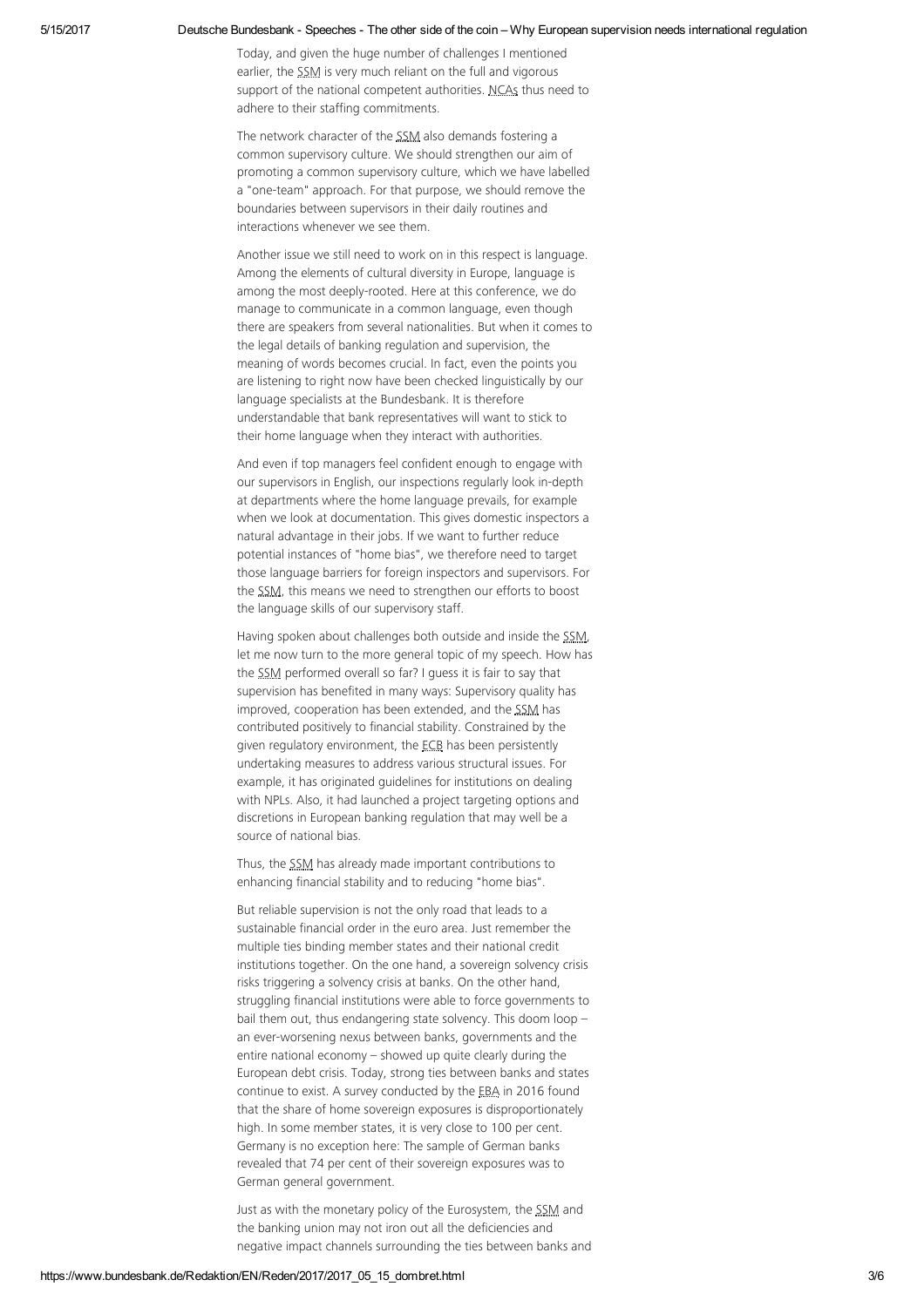Today, and given the huge number of challenges I mentioned earlier, the SSM is very much reliant on the full and vigorous support of the national competent authorities. NCAs thus need to adhere to their staffing commitments.

The network character of the SSM also demands fostering a common supervisory culture. We should strengthen our aim of promoting a common supervisory culture, which we have labelled a "one-team" approach. For that purpose, we should remove the boundaries between supervisors in their daily routines and interactions whenever we see them.

Another issue we still need to work on in this respect is language. Among the elements of cultural diversity in Europe, language is among the most deeply-rooted. Here at this conference, we do manage to communicate in a common language, even though there are speakers from several nationalities. But when it comes to the legal details of banking regulation and supervision, the meaning of words becomes crucial. In fact, even the points you are listening to right now have been checked linguistically by our language specialists at the Bundesbank. It is therefore understandable that bank representatives will want to stick to their home language when they interact with authorities.

And even if top managers feel confident enough to engage with our supervisors in English, our inspections regularly look in-depth at departments where the home language prevails, for example when we look at documentation. This gives domestic inspectors a natural advantage in their jobs. If we want to further reduce potential instances of "home bias", we therefore need to target those language barriers for foreign inspectors and supervisors. For the SSM, this means we need to strengthen our efforts to boost the language skills of our supervisory staff.

Having spoken about challenges both outside and inside the SSM, let me now turn to the more general topic of my speech. How has the SSM performed overall so far? I guess it is fair to say that supervision has benefited in many ways: Supervisory quality has improved, cooperation has been extended, and the SSM has contributed positively to financial stability. Constrained by the given regulatory environment, the ECB has been persistently undertaking measures to address various structural issues. For example, it has originated guidelines for institutions on dealing with NPLs. Also, it had launched a project targeting options and discretions in European banking regulation that may well be a source of national bias.

Thus, the SSM has already made important contributions to enhancing financial stability and to reducing "home bias".

But reliable supervision is not the only road that leads to a sustainable financial order in the euro area. Just remember the multiple ties binding member states and their national credit institutions together. On the one hand, a sovereign solvency crisis risks triggering a solvency crisis at banks. On the other hand, struggling financial institutions were able to force governments to bail them out, thus endangering state solvency. This doom loop – an ever-worsening nexus between banks, governments and the entire national economy – showed up quite clearly during the European debt crisis. Today, strong ties between banks and states continue to exist. A survey conducted by the EBA in 2016 found that the share of home sovereign exposures is disproportionately high. In some member states, it is very close to 100 per cent. Germany is no exception here: The sample of German banks revealed that 74 per cent of their sovereign exposures was to German general government.

Just as with the monetary policy of the Eurosystem, the SSM and the banking union may not iron out all the deficiencies and negative impact channels surrounding the ties between banks and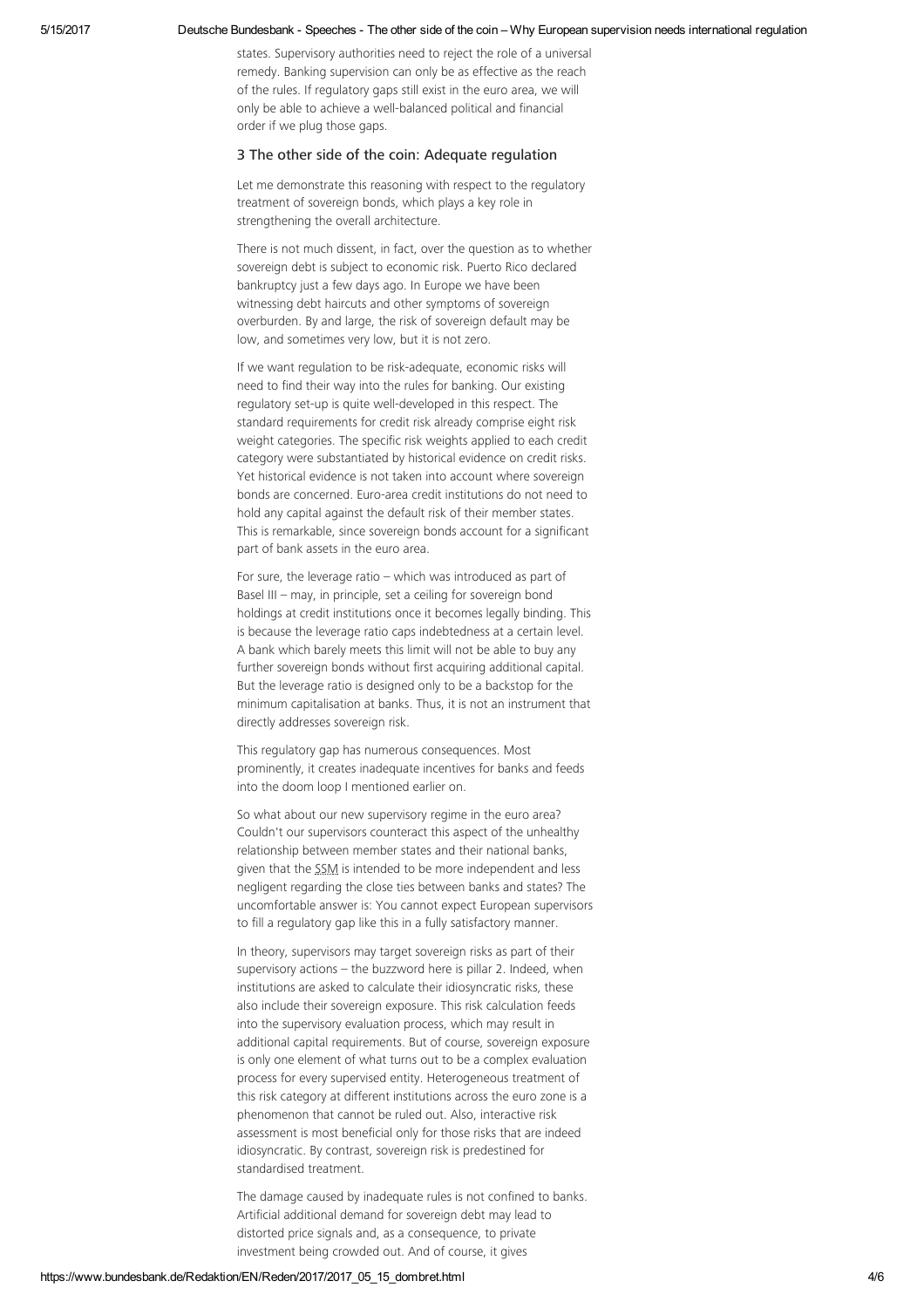states. Supervisory authorities need to reject the role of a universal remedy. Banking supervision can only be as effective as the reach of the rules. If regulatory gaps still exist in the euro area, we will only be able to achieve a well-balanced political and financial order if we plug those gaps.

### 3 The other side of the coin: Adequate regulation

Let me demonstrate this reasoning with respect to the regulatory treatment of sovereign bonds, which plays a key role in strengthening the overall architecture.

There is not much dissent, in fact, over the question as to whether sovereign debt is subject to economic risk. Puerto Rico declared bankruptcy just a few days ago. In Europe we have been witnessing debt haircuts and other symptoms of sovereign overburden. By and large, the risk of sovereign default may be low, and sometimes very low, but it is not zero.

If we want regulation to be risk-adequate, economic risks will need to find their way into the rules for banking. Our existing regulatory set-up is quite well-developed in this respect. The standard requirements for credit risk already comprise eight risk weight categories. The specific risk weights applied to each credit category were substantiated by historical evidence on credit risks. Yet historical evidence is not taken into account where sovereign bonds are concerned. Euro-area credit institutions do not need to hold any capital against the default risk of their member states. This is remarkable, since sovereign bonds account for a significant part of bank assets in the euro area.

For sure, the leverage ratio – which was introduced as part of Basel III – may, in principle, set a ceiling for sovereign bond holdings at credit institutions once it becomes legally binding. This is because the leverage ratio caps indebtedness at a certain level. A bank which barely meets this limit will not be able to buy any further sovereign bonds without first acquiring additional capital. But the leverage ratio is designed only to be a backstop for the minimum capitalisation at banks. Thus, it is not an instrument that directly addresses sovereign risk.

This regulatory gap has numerous consequences. Most prominently, it creates inadequate incentives for banks and feeds into the doom loop I mentioned earlier on.

So what about our new supervisory regime in the euro area? Couldn't our supervisors counteract this aspect of the unhealthy relationship between member states and their national banks, given that the SSM is intended to be more independent and less negligent regarding the close ties between banks and states? The uncomfortable answer is: You cannot expect European supervisors to fill a regulatory gap like this in a fully satisfactory manner.

In theory, supervisors may target sovereign risks as part of their supervisory actions – the buzzword here is pillar 2. Indeed, when institutions are asked to calculate their idiosyncratic risks, these also include their sovereign exposure. This risk calculation feeds into the supervisory evaluation process, which may result in additional capital requirements. But of course, sovereign exposure is only one element of what turns out to be a complex evaluation process for every supervised entity. Heterogeneous treatment of this risk category at different institutions across the euro zone is a phenomenon that cannot be ruled out. Also, interactive risk assessment is most beneficial only for those risks that are indeed idiosyncratic. By contrast, sovereign risk is predestined for standardised treatment.

The damage caused by inadequate rules is not confined to banks. Artificial additional demand for sovereign debt may lead to distorted price signals and, as a consequence, to private investment being crowded out. And of course, it gives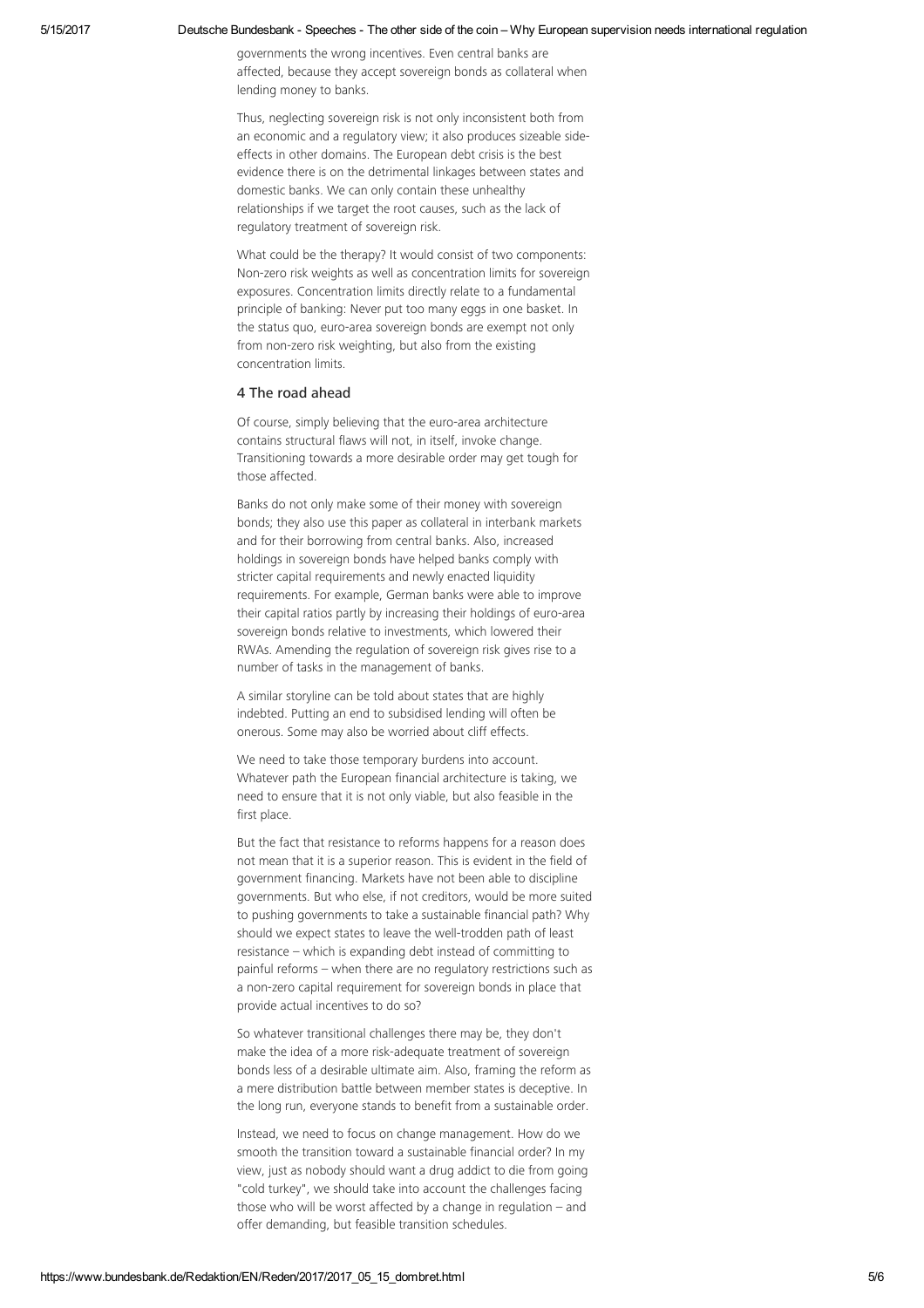governments the wrong incentives. Even central banks are affected, because they accept sovereign bonds as collateral when lending money to banks.

Thus, neglecting sovereign risk is not only inconsistent both from an economic and a regulatory view; it also produces sizeable side-effects in other domains. The European debt crisis is the best evidence there is on the detrimental linkages between states and domestic banks. We can only contain these unhealthy relationships if we target the root causes, such as the lack of regulatory treatment of sovereign risk.

What could be the therapy? It would consist of two components: Non-zero risk weights as well as concentration limits for sovereign exposures. Concentration limits directly relate to a fundamental principle of banking: Never put too many eggs in one basket. In the status quo, euro-area sovereign bonds are exempt not only from non-zero risk weighting, but also from the existing concentration limits.

## 4 The road ahead

Of course, simply believing that the euro-area architecture contains structural flaws will not, in itself, invoke change. Transitioning towards a more desirable order may get tough for those affected.

Banks do not only make some of their money with sovereign bonds; they also use this paper as collateral in interbank markets and for their borrowing from central banks. Also, increased holdings in sovereign bonds have helped banks comply with stricter capital requirements and newly enacted liquidity requirements. For example, German banks were able to improve their capital ratios partly by increasing their holdings of euro-area sovereign bonds relative to investments, which lowered their RWAs. Amending the regulation of sovereign risk gives rise to a number of tasks in the management of banks.

A similar storyline can be told about states that are highly indebted. Putting an end to subsidised lending will often be onerous. Some may also be worried about cliff effects.

We need to take those temporary burdens into account. Whatever path the European financial architecture is taking, we need to ensure that it is not only viable, but also feasible in the first place.

But the fact that resistance to reforms happens for a reason does not mean that it is a superior reason. This is evident in the field of government financing. Markets have not been able to discipline governments. But who else, if not creditors, would be more suited to pushing governments to take a sustainable financial path? Why should we expect states to leave the well-trodden path of least resistance – which is expanding debt instead of committing to painful reforms – when there are no regulatory restrictions such as a non-zero capital requirement for sovereign bonds in place that provide actual incentives to do so?

So whatever transitional challenges there may be, they don't make the idea of a more risk-adequate treatment of sovereign bonds less of a desirable ultimate aim. Also, framing the reform as a mere distribution battle between member states is deceptive. In the long run, everyone stands to benefit from a sustainable order.

Instead, we need to focus on change management. How do we smooth the transition toward a sustainable financial order? In my view, just as nobody should want a drug addict to die from going "cold turkey", we should take into account the challenges facing those who will be worst affected by a change in regulation – and offer demanding, but feasible transition schedules.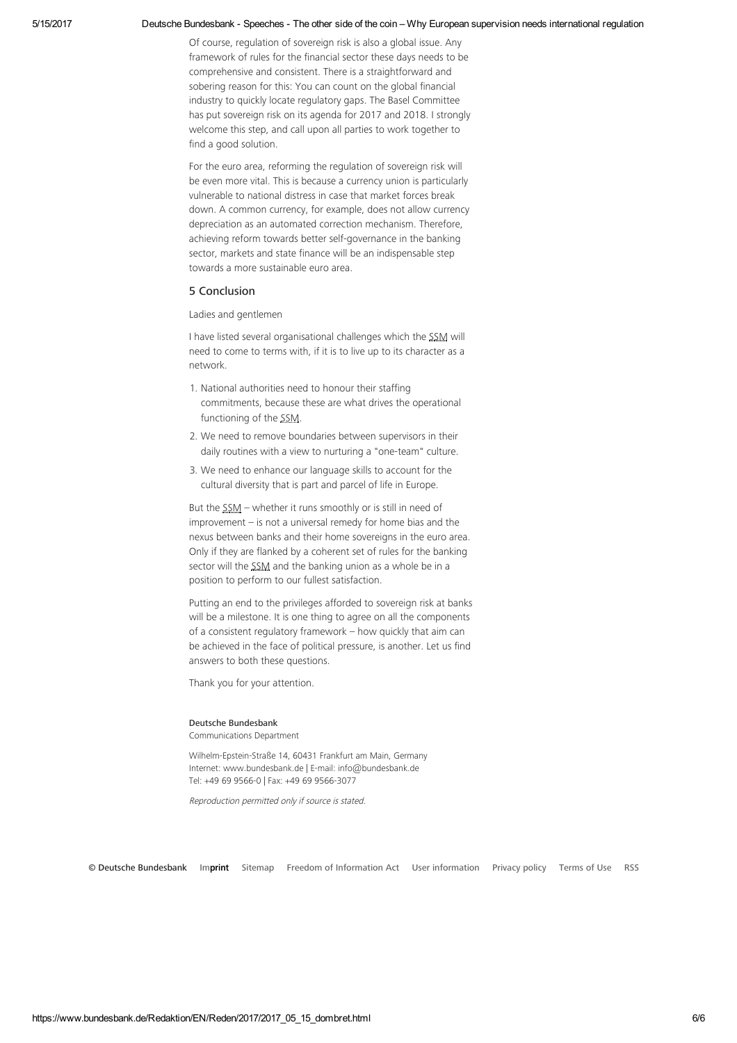Of course, regulation of sovereign risk is also a global issue. Any framework of rules for the financial sector these days needs to be comprehensive and consistent. There is a straightforward and sobering reason for this: You can count on the global financial industry to quickly locate regulatory gaps. The Basel Committee has put sovereign risk on its agenda for 2017 and 2018. I strongly welcome this step, and call upon all parties to work together to find a good solution.

For the euro area, reforming the regulation of sovereign risk will be even more vital. This is because a currency union is particularly vulnerable to national distress in case that market forces break down. A common currency, for example, does not allow currency depreciation as an automated correction mechanism. Therefore, achieving reform towards better self-governance in the banking sector, markets and state finance will be an indispensable step towards a more sustainable euro area.

## 5 Conclusion

Ladies and gentlemen

I have listed several organisational challenges which the SSM will need to come to terms with, if it is to live up to its character as a network.

1. National authorities need to honour their staffing commitments, because these are what drives the operational functioning of the SSM.
2. We need to remove boundaries between supervisors in their daily routines with a view to nurturing a "one-team" culture.
3. We need to enhance our language skills to account for the cultural diversity that is part and parcel of life in Europe.

But the SSM – whether it runs smoothly or is still in need of improvement – is not a universal remedy for home bias and the nexus between banks and their home sovereigns in the euro area. Only if they are flanked by a coherent set of rules for the banking sector will the SSM and the banking union as a whole be in a position to perform to our fullest satisfaction.

Putting an end to the privileges afforded to sovereign risk at banks will be a milestone. It is one thing to agree on all the components of a consistent regulatory framework – how quickly that aim can be achieved in the face of political pressure, is another. Let us find answers to both these questions.

Thank you for your attention.

**Deutsche Bundesbank**
Communications Department

Wilhelm-Epstein-Straße 14, 60431 Frankfurt am Main, Germany
Internet: www.bundesbank.de | E-mail: info@bundesbank.de
Tel: +49 69 9566-0 | Fax: +49 69 9566-3077

*Reproduction permitted only if source is stated.*

© Deutsche Bundesbank Imprint Sitemap Freedom of Information Act User information Privacy policy Terms of Use RSS